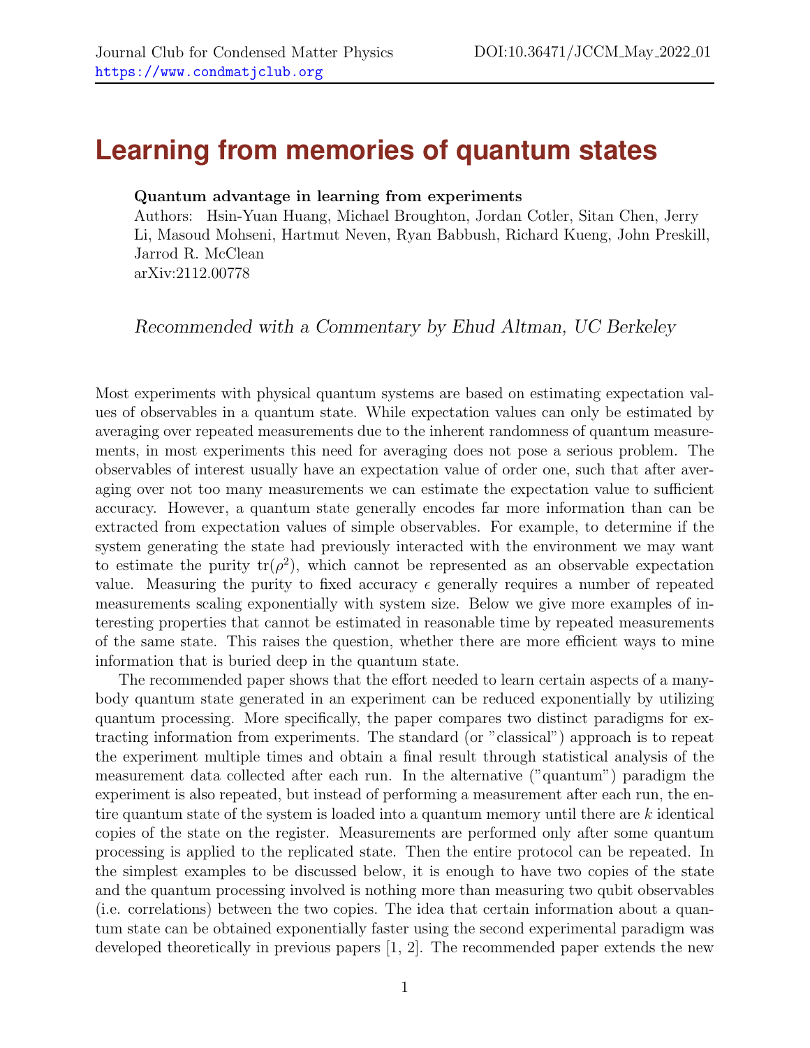Journal Club for Condensed Matter Physics
https://www.condmatjclub.org

DOI:10.36471/JCCM_May_2022_01

# Learning from memories of quantum states

**Quantum advantage in learning from experiments**
Authors: Hsin-Yuan Huang, Michael Broughton, Jordan Cotler, Sitan Chen, Jerry Li, Masoud Mohseni, Hartmut Neven, Ryan Babbush, Richard Kueng, John Preskill, Jarrod R. McClean
arXiv:2112.00778

*Recommended with a Commentary by Ehud Altman, UC Berkeley*

Most experiments with physical quantum systems are based on estimating expectation values of observables in a quantum state. While expectation values can only be estimated by averaging over repeated measurements due to the inherent randomness of quantum measurements, in most experiments this need for averaging does not pose a serious problem. The observables of interest usually have an expectation value of order one, such that after averaging over not too many measurements we can estimate the expectation value to sufficient accuracy. However, a quantum state generally encodes far more information than can be extracted from expectation values of simple observables. For example, to determine if the system generating the state had previously interacted with the environment we may want to estimate the purity $\mathrm{tr}(\rho^2)$, which cannot be represented as an observable expectation value. Measuring the purity to fixed accuracy $\epsilon$ generally requires a number of repeated measurements scaling exponentially with system size. Below we give more examples of interesting properties that cannot be estimated in reasonable time by repeated measurements of the same state. This raises the question, whether there are more efficient ways to mine information that is buried deep in the quantum state.

The recommended paper shows that the effort needed to learn certain aspects of a many-body quantum state generated in an experiment can be reduced exponentially by utilizing quantum processing. More specifically, the paper compares two distinct paradigms for extracting information from experiments. The standard (or "classical") approach is to repeat the experiment multiple times and obtain a final result through statistical analysis of the measurement data collected after each run. In the alternative ("quantum") paradigm the experiment is also repeated, but instead of performing a measurement after each run, the entire quantum state of the system is loaded into a quantum memory until there are $k$ identical copies of the state on the register. Measurements are performed only after some quantum processing is applied to the replicated state. Then the entire protocol can be repeated. In the simplest examples to be discussed below, it is enough to have two copies of the state and the quantum processing involved is nothing more than measuring two qubit observables (i.e. correlations) between the two copies. The idea that certain information about a quantum state can be obtained exponentially faster using the second experimental paradigm was developed theoretically in previous papers [1, 2]. The recommended paper extends the new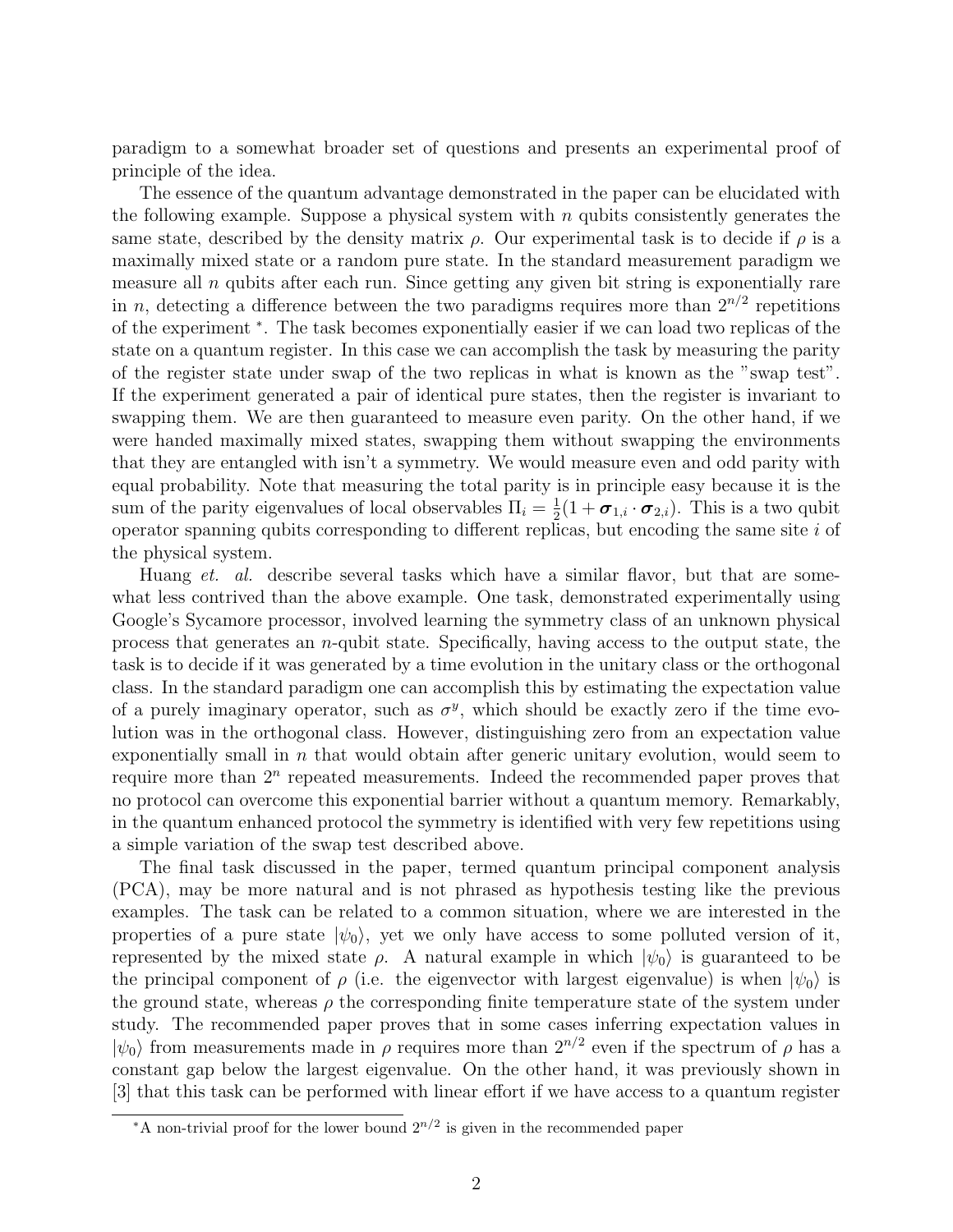paradigm to a somewhat broader set of questions and presents an experimental proof of principle of the idea.

The essence of the quantum advantage demonstrated in the paper can be elucidated with the following example. Suppose a physical system with $n$ qubits consistently generates the same state, described by the density matrix $\rho$. Our experimental task is to decide if $\rho$ is a maximally mixed state or a random pure state. In the standard measurement paradigm we measure all $n$ qubits after each run. Since getting any given bit string is exponentially rare in $n$, detecting a difference between the two paradigms requires more than $2^{n/2}$ repetitions of the experiment [*]. The task becomes exponentially easier if we can load two replicas of the state on a quantum register. In this case we can accomplish the task by measuring the parity of the register state under swap of the two replicas in what is known as the "swap test". If the experiment generated a pair of identical pure states, then the register is invariant to swapping them. We are then guaranteed to measure even parity. On the other hand, if we were handed maximally mixed states, swapping them without swapping the environments that they are entangled with isn't a symmetry. We would measure even and odd parity with equal probability. Note that measuring the total parity is in principle easy because it is the sum of the parity eigenvalues of local observables $\Pi_i = \frac{1}{2}(1 + \boldsymbol{\sigma}_{1,i} \cdot \boldsymbol{\sigma}_{2,i})$. This is a two qubit operator spanning qubits corresponding to different replicas, but encoding the same site $i$ of the physical system.

Huang *et. al.* describe several tasks which have a similar flavor, but that are somewhat less contrived than the above example. One task, demonstrated experimentally using Google's Sycamore processor, involved learning the symmetry class of an unknown physical process that generates an $n$-qubit state. Specifically, having access to the output state, the task is to decide if it was generated by a time evolution in the unitary class or the orthogonal class. In the standard paradigm one can accomplish this by estimating the expectation value of a purely imaginary operator, such as $\sigma^y$, which should be exactly zero if the time evolution was in the orthogonal class. However, distinguishing zero from an expectation value exponentially small in $n$ that would obtain after generic unitary evolution, would seem to require more than $2^n$ repeated measurements. Indeed the recommended paper proves that no protocol can overcome this exponential barrier without a quantum memory. Remarkably, in the quantum enhanced protocol the symmetry is identified with very few repetitions using a simple variation of the swap test described above.

The final task discussed in the paper, termed quantum principal component analysis (PCA), may be more natural and is not phrased as hypothesis testing like the previous examples. The task can be related to a common situation, where we are interested in the properties of a pure state $|\psi_0\rangle$, yet we only have access to some polluted version of it, represented by the mixed state $\rho$. A natural example in which $|\psi_0\rangle$ is guaranteed to be the principal component of $\rho$ (i.e. the eigenvector with largest eigenvalue) is when $|\psi_0\rangle$ is the ground state, whereas $\rho$ the corresponding finite temperature state of the system under study. The recommended paper proves that in some cases inferring expectation values in $|\psi_0\rangle$ from measurements made in $\rho$ requires more than $2^{n/2}$ even if the spectrum of $\rho$ has a constant gap below the largest eigenvalue. On the other hand, it was previously shown in [3] that this task can be performed with linear effort if we have access to a quantum register

[*] A non-trivial proof for the lower bound $2^{n/2}$ is given in the recommended paper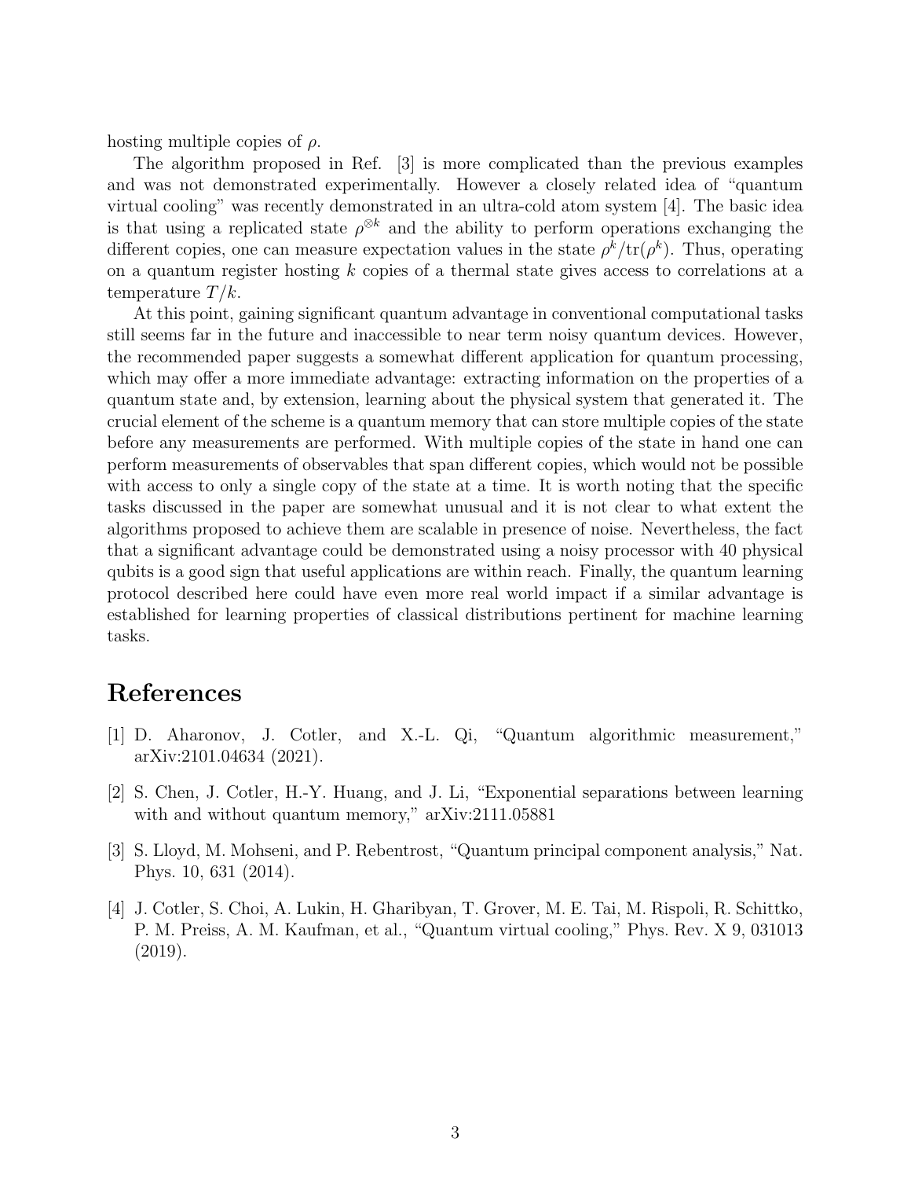hosting multiple copies of $\rho$.

The algorithm proposed in Ref. [3] is more complicated than the previous examples and was not demonstrated experimentally. However a closely related idea of "quantum virtual cooling" was recently demonstrated in an ultra-cold atom system [4]. The basic idea is that using a replicated state $\rho^{\otimes k}$ and the ability to perform operations exchanging the different copies, one can measure expectation values in the state $\rho^k/\mathrm{tr}(\rho^k)$. Thus, operating on a quantum register hosting $k$ copies of a thermal state gives access to correlations at a temperature $T/k$.

At this point, gaining significant quantum advantage in conventional computational tasks still seems far in the future and inaccessible to near term noisy quantum devices. However, the recommended paper suggests a somewhat different application for quantum processing, which may offer a more immediate advantage: extracting information on the properties of a quantum state and, by extension, learning about the physical system that generated it. The crucial element of the scheme is a quantum memory that can store multiple copies of the state before any measurements are performed. With multiple copies of the state in hand one can perform measurements of observables that span different copies, which would not be possible with access to only a single copy of the state at a time. It is worth noting that the specific tasks discussed in the paper are somewhat unusual and it is not clear to what extent the algorithms proposed to achieve them are scalable in presence of noise. Nevertheless, the fact that a significant advantage could be demonstrated using a noisy processor with 40 physical qubits is a good sign that useful applications are within reach. Finally, the quantum learning protocol described here could have even more real world impact if a similar advantage is established for learning properties of classical distributions pertinent for machine learning tasks.

# References

[1] D. Aharonov, J. Cotler, and X.-L. Qi, "Quantum algorithmic measurement," arXiv:2101.04634 (2021).

[2] S. Chen, J. Cotler, H.-Y. Huang, and J. Li, "Exponential separations between learning with and without quantum memory," arXiv:2111.05881

[3] S. Lloyd, M. Mohseni, and P. Rebentrost, "Quantum principal component analysis," Nat. Phys. 10, 631 (2014).

[4] J. Cotler, S. Choi, A. Lukin, H. Gharibyan, T. Grover, M. E. Tai, M. Rispoli, R. Schittko, P. M. Preiss, A. M. Kaufman, et al., "Quantum virtual cooling," Phys. Rev. X 9, 031013 (2019).